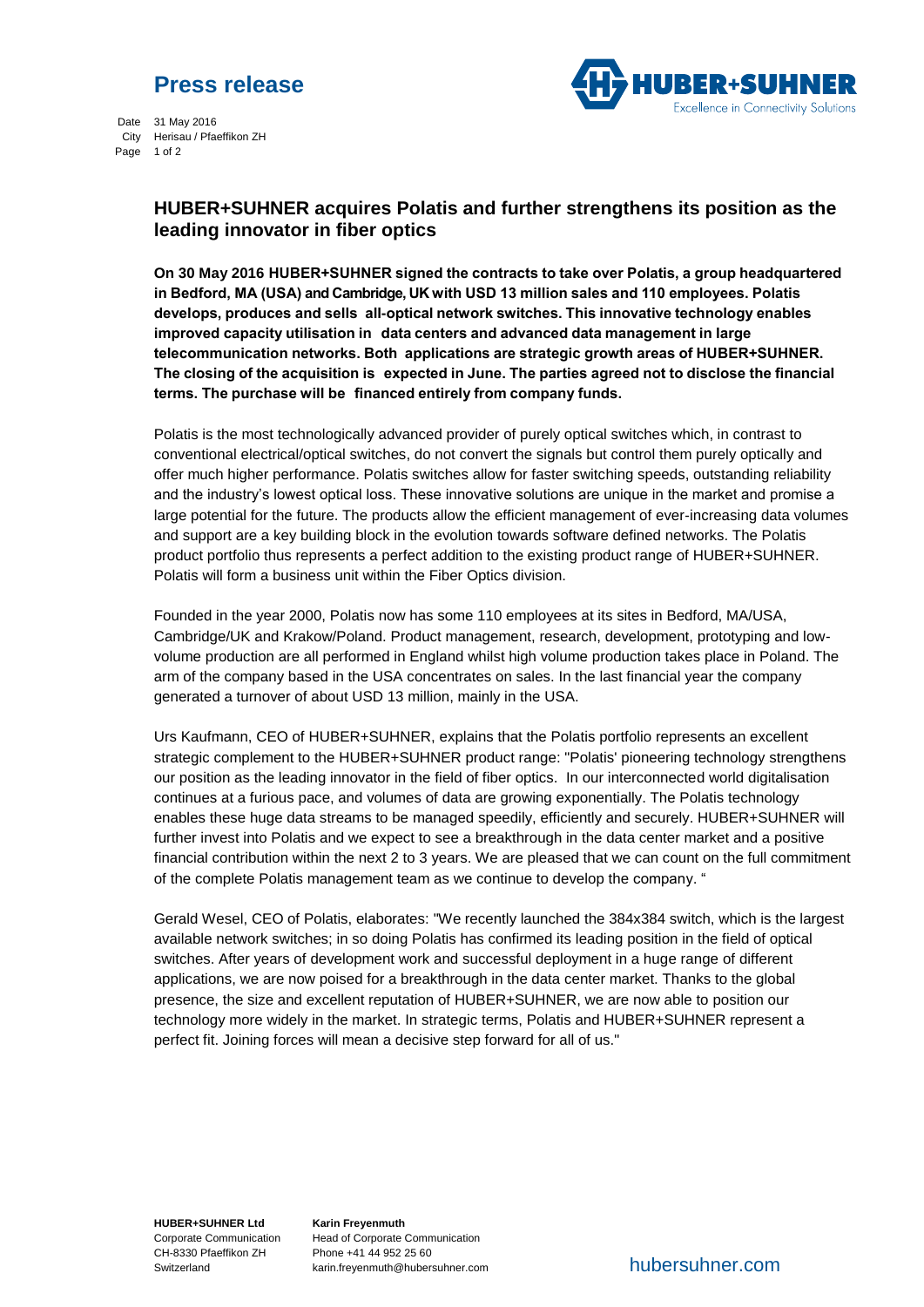# Press release

Date 31 May 2016
City Herisau / Pfaeffikon ZH

## HUBER+SUHNER acquires Polatis and further strengthens its position as the leading innovator in fiber optics

**On 30 May 2016 HUBER+SUHNER signed the contracts to take over Polatis, a group headquartered in Bedford, MA (USA) and Cambridge, UK with USD 13 million sales and 110 employees. Polatis develops, produces and sells all-optical network switches. This innovative technology enables improved capacity utilisation in data centers and advanced data management in large telecommunication networks. Both applications are strategic growth areas of HUBER+SUHNER. The closing of the acquisition is expected in June. The parties agreed not to disclose the financial terms. The purchase will be financed entirely from company funds.**

Polatis is the most technologically advanced provider of purely optical switches which, in contrast to conventional electrical/optical switches, do not convert the signals but control them purely optically and offer much higher performance. Polatis switches allow for faster switching speeds, outstanding reliability and the industry's lowest optical loss. These innovative solutions are unique in the market and promise a large potential for the future. The products allow the efficient management of ever-increasing data volumes and support are a key building block in the evolution towards software defined networks. The Polatis product portfolio thus represents a perfect addition to the existing product range of HUBER+SUHNER. Polatis will form a business unit within the Fiber Optics division.

Founded in the year 2000, Polatis now has some 110 employees at its sites in Bedford, MA/USA, Cambridge/UK and Krakow/Poland. Product management, research, development, prototyping and low-volume production are all performed in England whilst high volume production takes place in Poland. The arm of the company based in the USA concentrates on sales. In the last financial year the company generated a turnover of about USD 13 million, mainly in the USA.

Urs Kaufmann, CEO of HUBER+SUHNER, explains that the Polatis portfolio represents an excellent strategic complement to the HUBER+SUHNER product range: "Polatis' pioneering technology strengthens our position as the leading innovator in the field of fiber optics. In our interconnected world digitalisation continues at a furious pace, and volumes of data are growing exponentially. The Polatis technology enables these huge data streams to be managed speedily, efficiently and securely. HUBER+SUHNER will further invest into Polatis and we expect to see a breakthrough in the data center market and a positive financial contribution within the next 2 to 3 years. We are pleased that we can count on the full commitment of the complete Polatis management team as we continue to develop the company. "

Gerald Wesel, CEO of Polatis, elaborates: "We recently launched the 384x384 switch, which is the largest available network switches; in so doing Polatis has confirmed its leading position in the field of optical switches. After years of development work and successful deployment in a huge range of different applications, we are now poised for a breakthrough in the data center market. Thanks to the global presence, the size and excellent reputation of HUBER+SUHNER, we are now able to position our technology more widely in the market. In strategic terms, Polatis and HUBER+SUHNER represent a perfect fit. Joining forces will mean a decisive step forward for all of us."

**HUBER+SUHNER Ltd**
Corporate Communication
CH-8330 Pfaeffikon ZH
Switzerland

**Karin Freyenmuth**
Head of Corporate Communication
Phone +41 44 952 25 60
karin.freyenmuth@hubersuhner.com

hubersuhner.com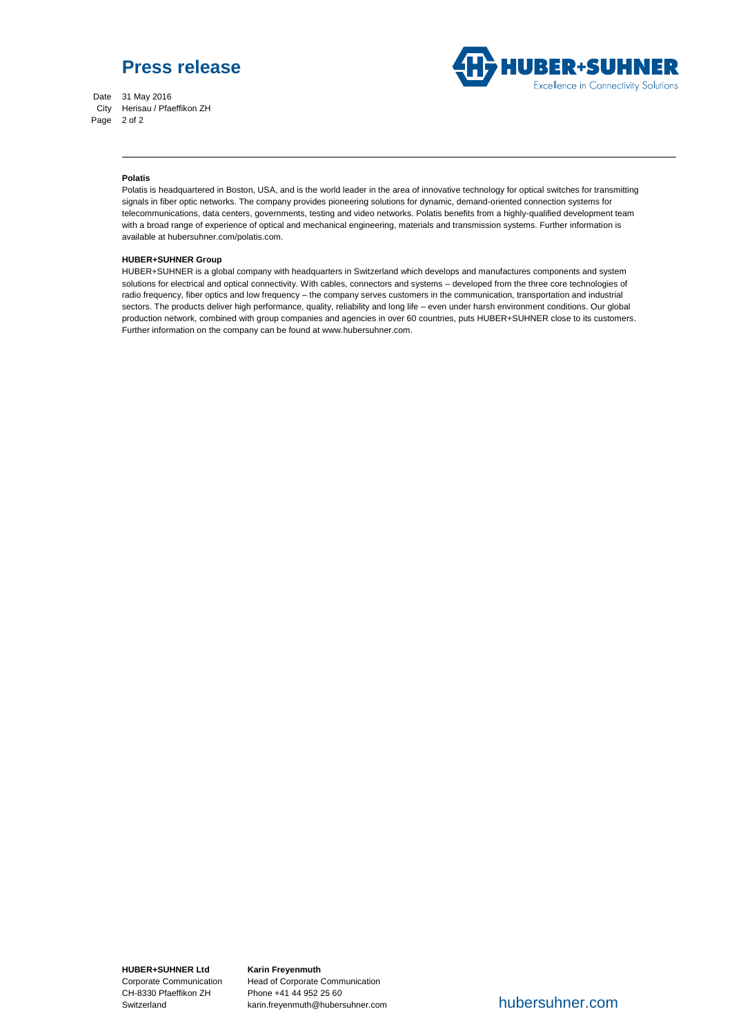**Polatis**

Polatis is headquartered in Boston, USA, and is the world leader in the area of innovative technology for optical switches for transmitting signals in fiber optic networks. The company provides pioneering solutions for dynamic, demand-oriented connection systems for telecommunications, data centers, governments, testing and video networks. Polatis benefits from a highly-qualified development team with a broad range of experience of optical and mechanical engineering, materials and transmission systems. Further information is available at hubersuhner.com/polatis.com.

**HUBER+SUHNER Group**

HUBER+SUHNER is a global company with headquarters in Switzerland which develops and manufactures components and system solutions for electrical and optical connectivity. With cables, connectors and systems – developed from the three core technologies of radio frequency, fiber optics and low frequency – the company serves customers in the communication, transportation and industrial sectors. The products deliver high performance, quality, reliability and long life – even under harsh environment conditions. Our global production network, combined with group companies and agencies in over 60 countries, puts HUBER+SUHNER close to its customers. Further information on the company can be found at www.hubersuhner.com.

**HUBER+SUHNER Ltd**
Corporate Communication
CH-8330 Pfaeffikon ZH
Switzerland

**Karin Freyenmuth**
Head of Corporate Communication
Phone +41 44 952 25 60
karin.freyenmuth@hubersuhner.com

hubersuhner.com